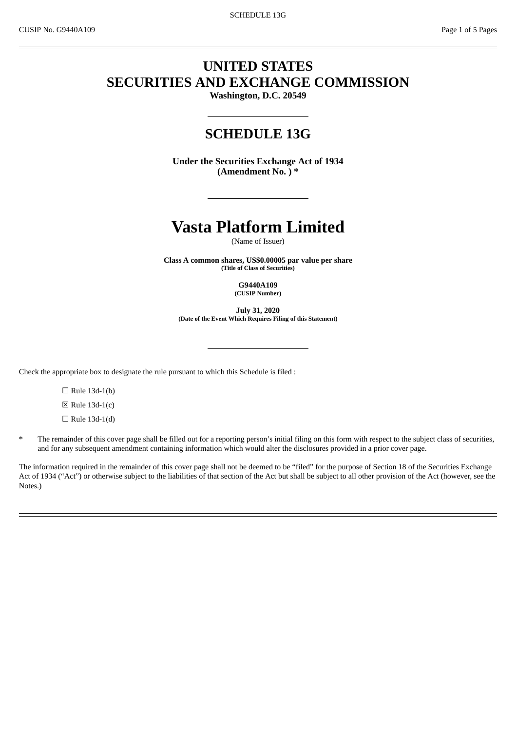# UNITED STATES
# SECURITIES AND EXCHANGE COMMISSION

**Washington, D.C. 20549**

## SCHEDULE 13G

**Under the Securities Exchange Act of 1934**
**(Amendment No. ) ***

# Vasta Platform Limited

(Name of Issuer)

**Class A common shares, US$0.00005 par value per share**
**(Title of Class of Securities)**

**G9440A109**
**(CUSIP Number)**

**July 31, 2020**
**(Date of the Event Which Requires Filing of this Statement)**

Check the appropriate box to designate the rule pursuant to which this Schedule is filed :

☐ Rule 13d-1(b)

☒ Rule 13d-1(c)

☐ Rule 13d-1(d)

\* The remainder of this cover page shall be filled out for a reporting person's initial filing on this form with respect to the subject class of securities, and for any subsequent amendment containing information which would alter the disclosures provided in a prior cover page.

The information required in the remainder of this cover page shall not be deemed to be "filed" for the purpose of Section 18 of the Securities Exchange Act of 1934 ("Act") or otherwise subject to the liabilities of that section of the Act but shall be subject to all other provision of the Act (however, see the Notes.)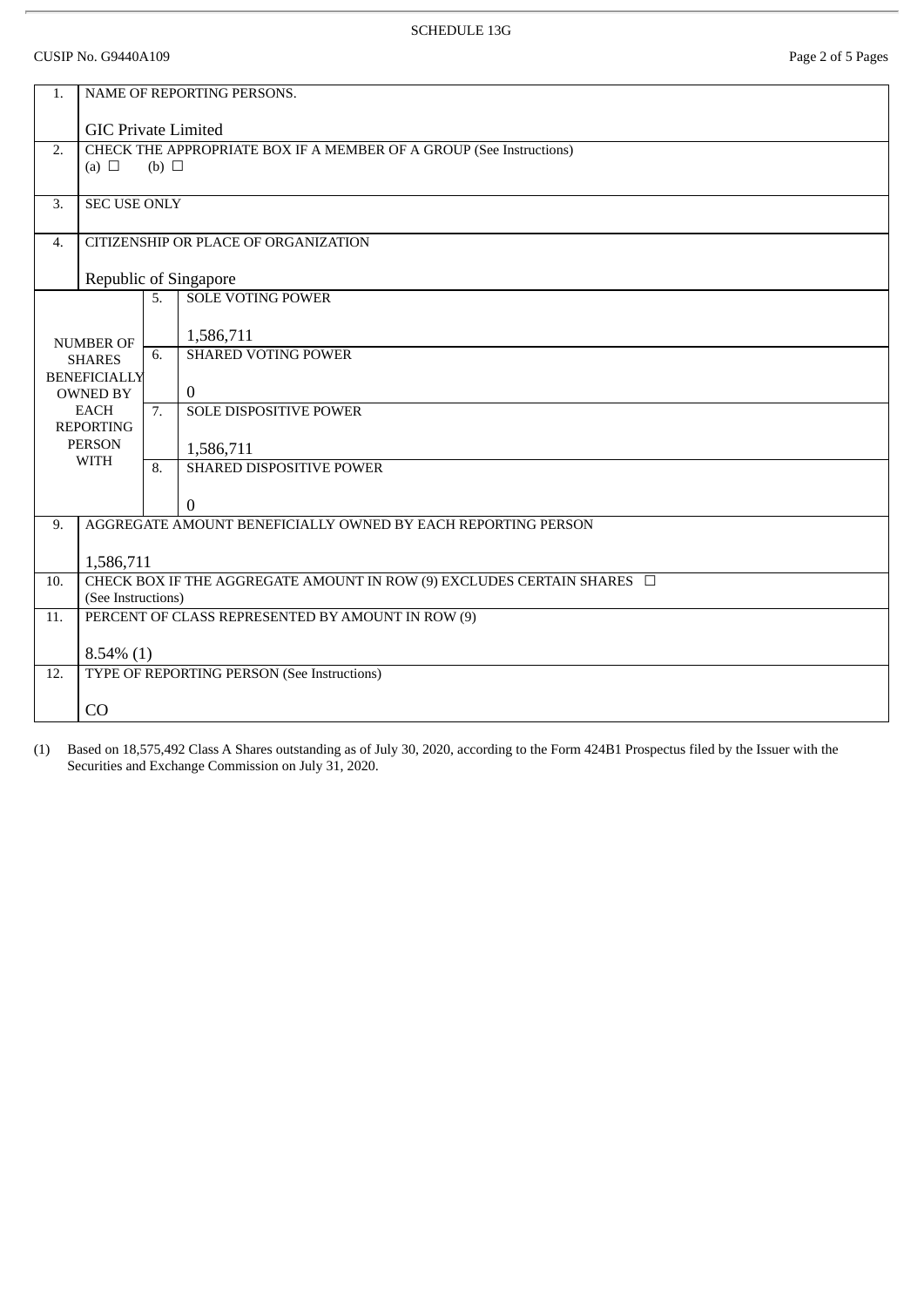SCHEDULE 13G

CUSIP No. G9440A109

| | | | |
|---|---|---|---|
| 1. | NAME OF REPORTING PERSONS.<br><br>GIC Private Limited | | |
| 2. | CHECK THE APPROPRIATE BOX IF A MEMBER OF A GROUP (See Instructions)<br>(a) ☐ (b) ☐ | | |
| 3. | SEC USE ONLY | | |
| 4. | CITIZENSHIP OR PLACE OF ORGANIZATION<br><br>Republic of Singapore | | |
| NUMBER OF SHARES BENEFICIALLY OWNED BY EACH REPORTING PERSON WITH | | 5. | SOLE VOTING POWER<br><br>1,586,711 |
| | | 6. | SHARED VOTING POWER<br><br>0 |
| | | 7. | SOLE DISPOSITIVE POWER<br><br>1,586,711 |
| | | 8. | SHARED DISPOSITIVE POWER<br><br>0 |
| 9. | AGGREGATE AMOUNT BENEFICIALLY OWNED BY EACH REPORTING PERSON<br><br>1,586,711 | | |
| 10. | CHECK BOX IF THE AGGREGATE AMOUNT IN ROW (9) EXCLUDES CERTAIN SHARES ☐<br>(See Instructions) | | |
| 11. | PERCENT OF CLASS REPRESENTED BY AMOUNT IN ROW (9)<br><br>8.54% (1) | | |
| 12. | TYPE OF REPORTING PERSON (See Instructions)<br><br>CO | | |

(1) Based on 18,575,492 Class A Shares outstanding as of July 30, 2020, according to the Form 424B1 Prospectus filed by the Issuer with the Securities and Exchange Commission on July 31, 2020.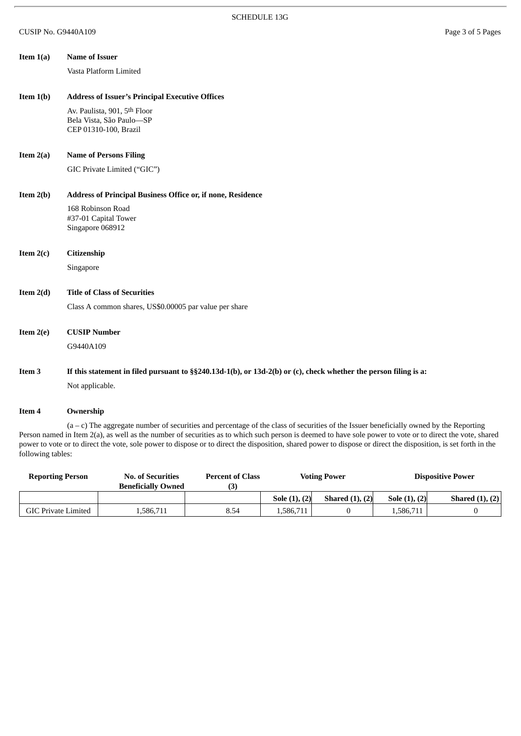SCHEDULE 13G

CUSIP No. G9440A109

**Item 1(a)** **Name of Issuer**

Vasta Platform Limited

**Item 1(b)** **Address of Issuer's Principal Executive Offices**

Av. Paulista, 901, 5th Floor
Bela Vista, São Paulo—SP
CEP 01310-100, Brazil

**Item 2(a)** **Name of Persons Filing**

GIC Private Limited ("GIC")

**Item 2(b)** **Address of Principal Business Office or, if none, Residence**

168 Robinson Road
#37-01 Capital Tower
Singapore 068912

**Item 2(c)** **Citizenship**

Singapore

**Item 2(d)** **Title of Class of Securities**

Class A common shares, US$0.00005 par value per share

**Item 2(e)** **CUSIP Number**

G9440A109

**Item 3** **If this statement in filed pursuant to §§240.13d-1(b), or 13d-2(b) or (c), check whether the person filing is a:**

Not applicable.

**Item 4** **Ownership**

(a – c) The aggregate number of securities and percentage of the class of securities of the Issuer beneficially owned by the Reporting Person named in Item 2(a), as well as the number of securities as to which such person is deemed to have sole power to vote or to direct the vote, shared power to vote or to direct the vote, sole power to dispose or to direct the disposition, shared power to dispose or direct the disposition, is set forth in the following tables:

| Reporting Person | No. of Securities Beneficially Owned | Percent of Class (3) | Voting Power | | Dispositive Power | |
|---|---|---|---|---|---|---|
| | | | Sole (1), (2) | Shared (1), (2) | Sole (1), (2) | Shared (1), (2) |
| GIC Private Limited | 1,586,711 | 8.54 | 1,586,711 | 0 | 1,586,711 | 0 |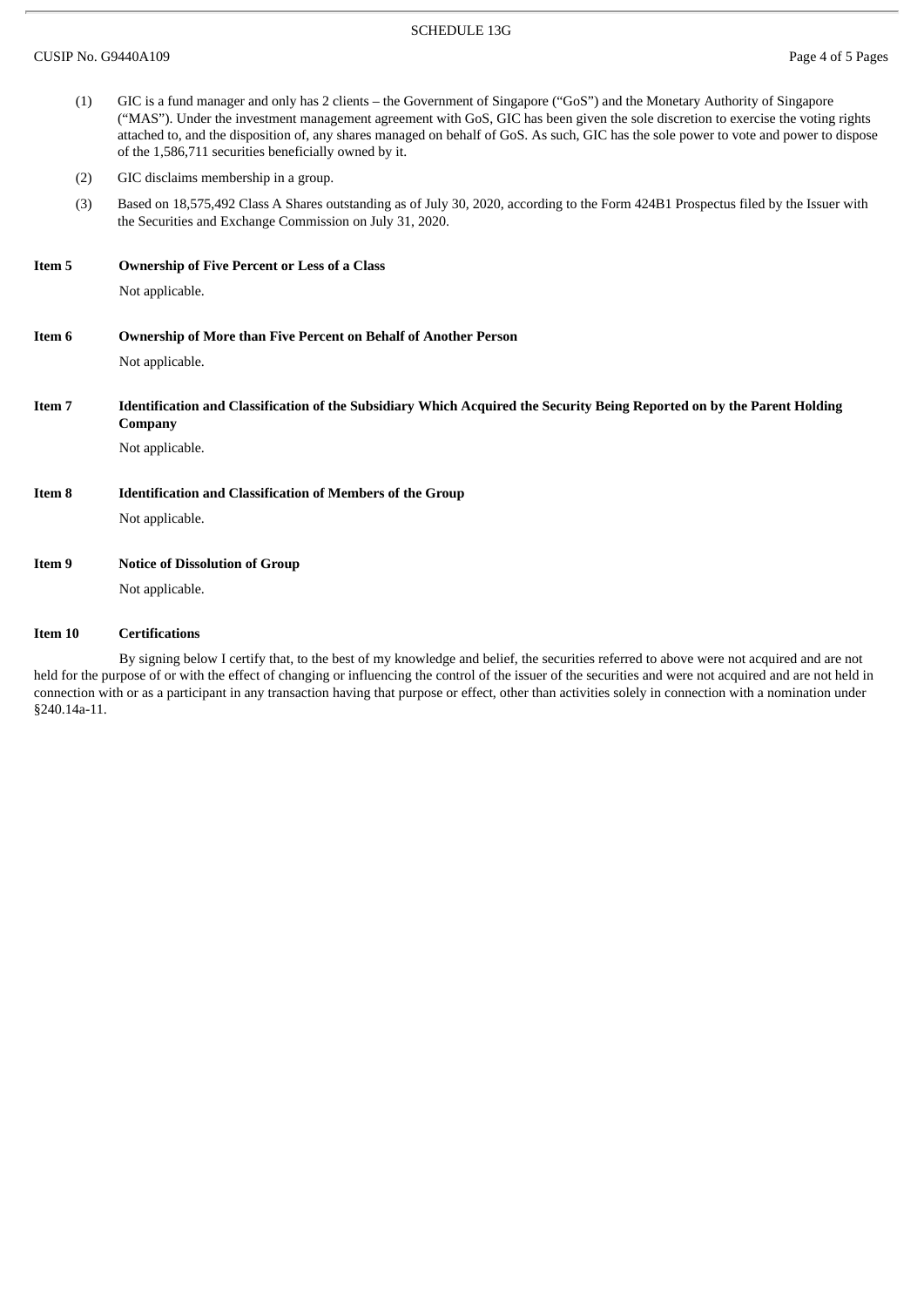(1) GIC is a fund manager and only has 2 clients – the Government of Singapore ("GoS") and the Monetary Authority of Singapore ("MAS"). Under the investment management agreement with GoS, GIC has been given the sole discretion to exercise the voting rights attached to, and the disposition of, any shares managed on behalf of GoS. As such, GIC has the sole power to vote and power to dispose of the 1,586,711 securities beneficially owned by it.

(2) GIC disclaims membership in a group.

(3) Based on 18,575,492 Class A Shares outstanding as of July 30, 2020, according to the Form 424B1 Prospectus filed by the Issuer with the Securities and Exchange Commission on July 31, 2020.

**Item 5 Ownership of Five Percent or Less of a Class**

Not applicable.

**Item 6 Ownership of More than Five Percent on Behalf of Another Person**

Not applicable.

**Item 7 Identification and Classification of the Subsidiary Which Acquired the Security Being Reported on by the Parent Holding Company**

Not applicable.

**Item 8 Identification and Classification of Members of the Group**

Not applicable.

**Item 9 Notice of Dissolution of Group**

Not applicable.

**Item 10 Certifications**

By signing below I certify that, to the best of my knowledge and belief, the securities referred to above were not acquired and are not held for the purpose of or with the effect of changing or influencing the control of the issuer of the securities and were not acquired and are not held in connection with or as a participant in any transaction having that purpose or effect, other than activities solely in connection with a nomination under §240.14a-11.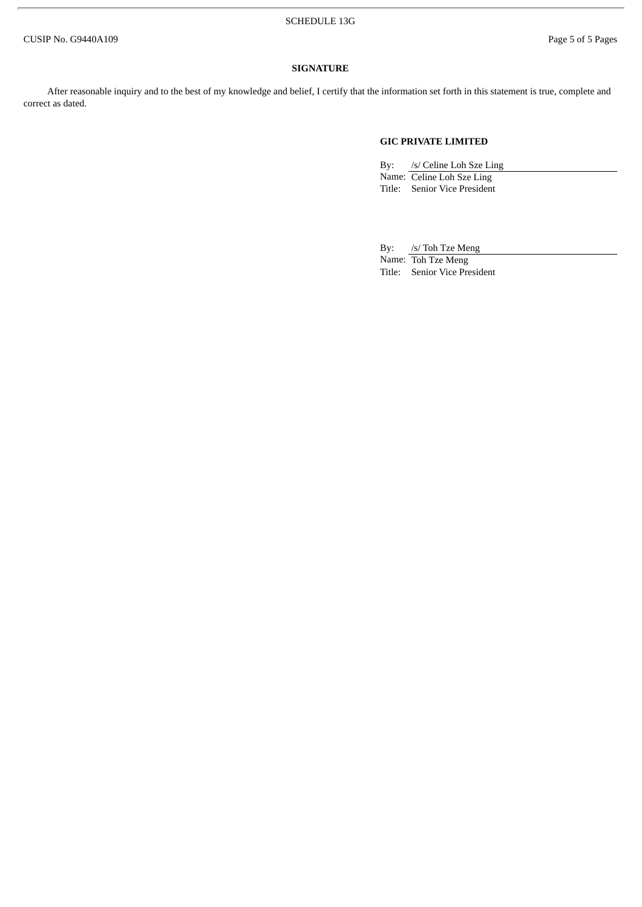## SIGNATURE

After reasonable inquiry and to the best of my knowledge and belief, I certify that the information set forth in this statement is true, complete and correct as dated.

**GIC PRIVATE LIMITED**

By: /s/ Celine Loh Sze Ling
Name: Celine Loh Sze Ling
Title: Senior Vice President

By: /s/ Toh Tze Meng
Name: Toh Tze Meng
Title: Senior Vice President